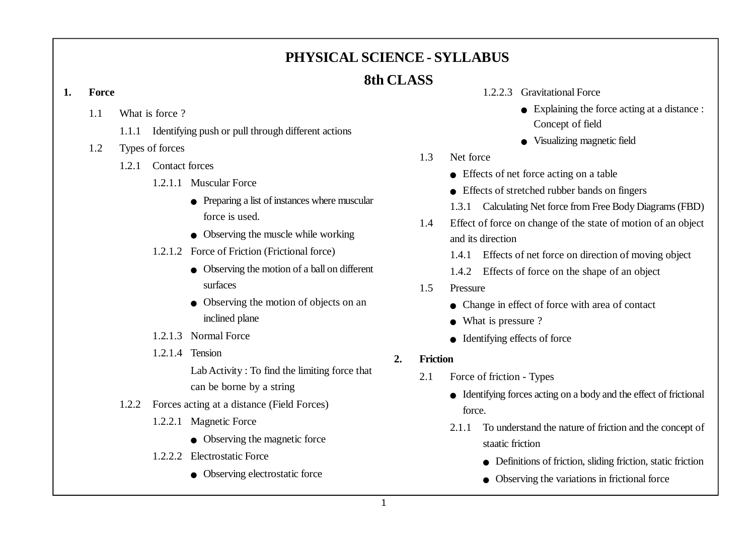# PHYSICAL SCIENCE - SYLLABUS

## 8th CLASS

**1. Force**

1.1 What is force ?

1.1.1 Identifying push or pull through different actions

1.2 Types of forces

1.2.1 Contact forces

1.2.1.1 Muscular Force

- Preparing a list of instances where muscular force is used.
- Observing the muscle while working

1.2.1.2 Force of Friction (Frictional force)

- Observing the motion of a ball on different surfaces
- Observing the motion of objects on an inclined plane

1.2.1.3 Normal Force

1.2.1.4 Tension

Lab Activity : To find the limiting force that can be borne by a string

1.2.2 Forces acting at a distance (Field Forces)

1.2.2.1 Magnetic Force

- Observing the magnetic force

1.2.2.2 Electrostatic Force

- Observing electrostatic force

1.2.2.3 Gravitational Force

- Explaining the force acting at a distance : Concept of field
- Visualizing magnetic field

1.3 Net force

- Effects of net force acting on a table
- Effects of stretched rubber bands on fingers

1.3.1 Calculating Net force from Free Body Diagrams (FBD)

1.4 Effect of force on change of the state of motion of an object and its direction

1.4.1 Effects of net force on direction of moving object

1.4.2 Effects of force on the shape of an object

1.5 Pressure

- Change in effect of force with area of contact
- What is pressure ?
- Identifying effects of force

**2. Friction**

2.1 Force of friction - Types

- Identifying forces acting on a body and the effect of frictional force.

2.1.1 To understand the nature of friction and the concept of staatic friction

- Definitions of friction, sliding friction, static friction
- Observing the variations in frictional force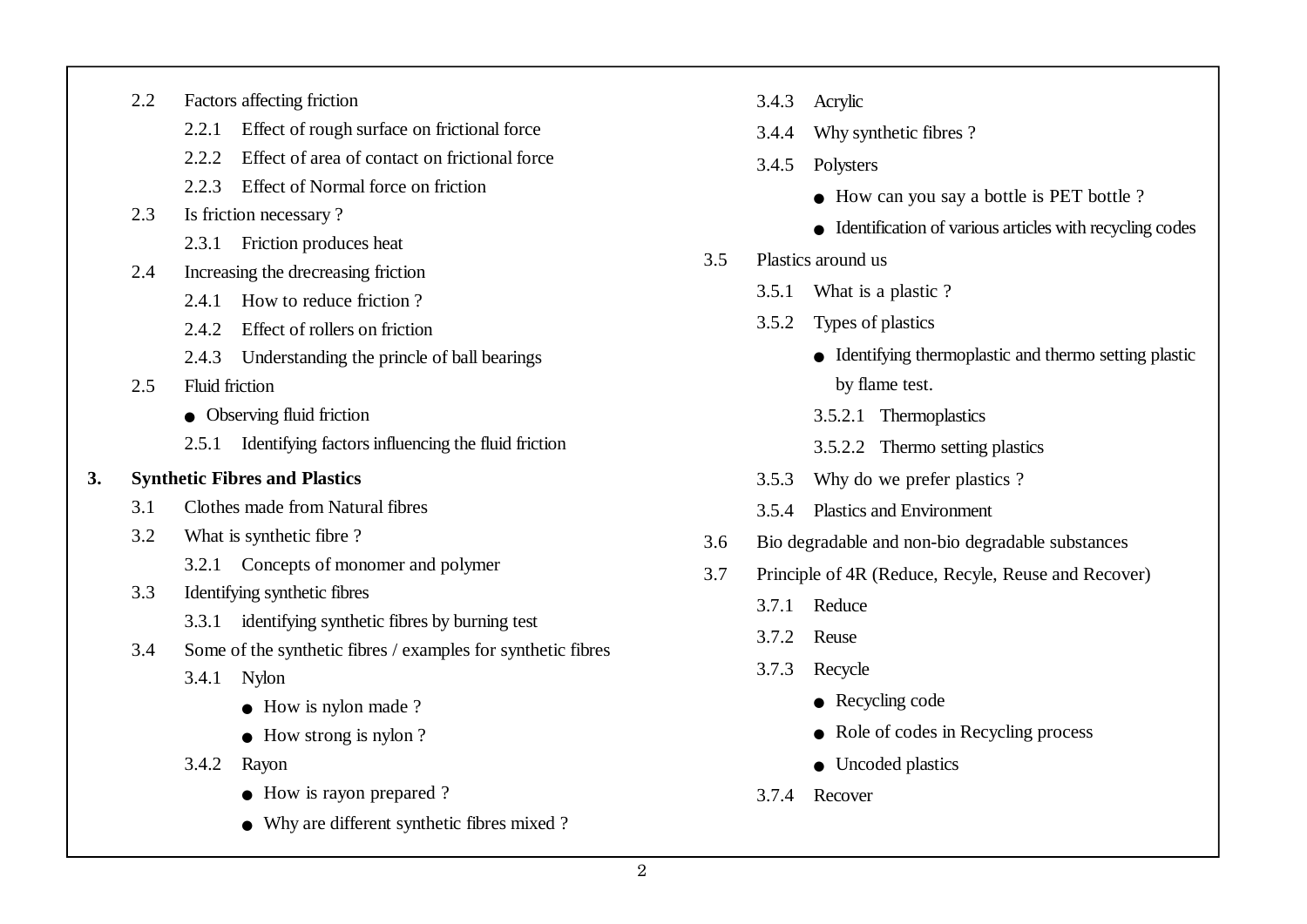- 2.2 Factors affecting friction
  - 2.2.1 Effect of rough surface on frictional force
  - 2.2.2 Effect of area of contact on frictional force
  - 2.2.3 Effect of Normal force on friction
- 2.3 Is friction necessary ?
  - 2.3.1 Friction produces heat
- 2.4 Increasing the drecreasing friction
  - 2.4.1 How to reduce friction ?
  - 2.4.2 Effect of rollers on friction
  - 2.4.3 Understanding the princle of ball bearings
- 2.5 Fluid friction
  - Observing fluid friction
  - 2.5.1 Identifying factors influencing the fluid friction

**3. Synthetic Fibres and Plastics**

- 3.1 Clothes made from Natural fibres
- 3.2 What is synthetic fibre ?
  - 3.2.1 Concepts of monomer and polymer
- 3.3 Identifying synthetic fibres
  - 3.3.1 identifying synthetic fibres by burning test
- 3.4 Some of the synthetic fibres / examples for synthetic fibres
  - 3.4.1 Nylon
    - How is nylon made ?
    - How strong is nylon ?
  - 3.4.2 Rayon
    - How is rayon prepared ?
    - Why are different synthetic fibres mixed ?
  - 3.4.3 Acrylic
  - 3.4.4 Why synthetic fibres ?
  - 3.4.5 Polysters
    - How can you say a bottle is PET bottle ?
    - Identification of various articles with recycling codes
- 3.5 Plastics around us
  - 3.5.1 What is a plastic ?
  - 3.5.2 Types of plastics
    - Identifying thermoplastic and thermo setting plastic by flame test.
    - 3.5.2.1 Thermoplastics
    - 3.5.2.2 Thermo setting plastics
  - 3.5.3 Why do we prefer plastics ?
  - 3.5.4 Plastics and Environment
- 3.6 Bio degradable and non-bio degradable substances
- 3.7 Principle of 4R (Reduce, Recyle, Reuse and Recover)
  - 3.7.1 Reduce
  - 3.7.2 Reuse
  - 3.7.3 Recycle
    - Recycling code
    - Role of codes in Recycling process
    - Uncoded plastics
  - 3.7.4 Recover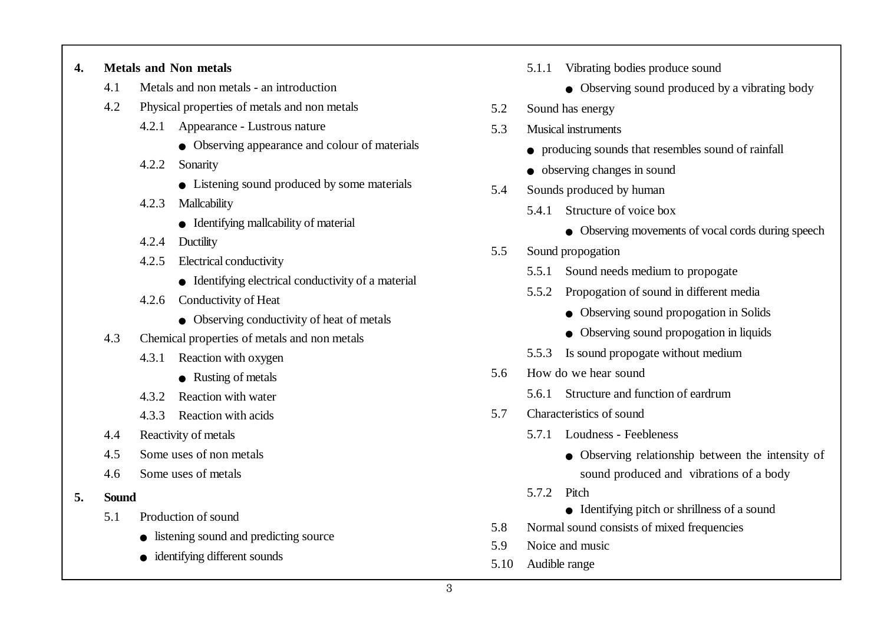**4. Metals and Non metals**

- 4.1 Metals and non metals - an introduction
- 4.2 Physical properties of metals and non metals
  - 4.2.1 Appearance - Lustrous nature
    - Observing appearance and colour of materials
  - 4.2.2 Sonarity
    - Listening sound produced by some materials
  - 4.2.3 Mallcability
    - Identifying mallcability of material
  - 4.2.4 Ductility
  - 4.2.5 Electrical conductivity
    - Identifying electrical conductivity of a material
  - 4.2.6 Conductivity of Heat
    - Observing conductivity of heat of metals
- 4.3 Chemical properties of metals and non metals
  - 4.3.1 Reaction with oxygen
    - Rusting of metals
  - 4.3.2 Reaction with water
  - 4.3.3 Reaction with acids
- 4.4 Reactivity of metals
- 4.5 Some uses of non metals
- 4.6 Some uses of metals

**5. Sound**

- 5.1 Production of sound
  - listening sound and predicting source
  - identifying different sounds
  - 5.1.1 Vibrating bodies produce sound
    - Observing sound produced by a vibrating body
- 5.2 Sound has energy
- 5.3 Musical instruments
  - producing sounds that resembles sound of rainfall
  - observing changes in sound
- 5.4 Sounds produced by human
  - 5.4.1 Structure of voice box
    - Observing movements of vocal cords during speech
- 5.5 Sound propogation
  - 5.5.1 Sound needs medium to propogate
  - 5.5.2 Propogation of sound in different media
    - Observing sound propogation in Solids
    - Observing sound propogation in liquids
  - 5.5.3 Is sound propogate without medium
- 5.6 How do we hear sound
  - 5.6.1 Structure and function of eardrum
- 5.7 Characteristics of sound
  - 5.7.1 Loudness - Feebleness
    - Observing relationship between the intensity of sound produced and vibrations of a body
  - 5.7.2 Pitch
    - Identifying pitch or shrillness of a sound
- 5.8 Normal sound consists of mixed frequencies
- 5.9 Noice and music
- 5.10 Audible range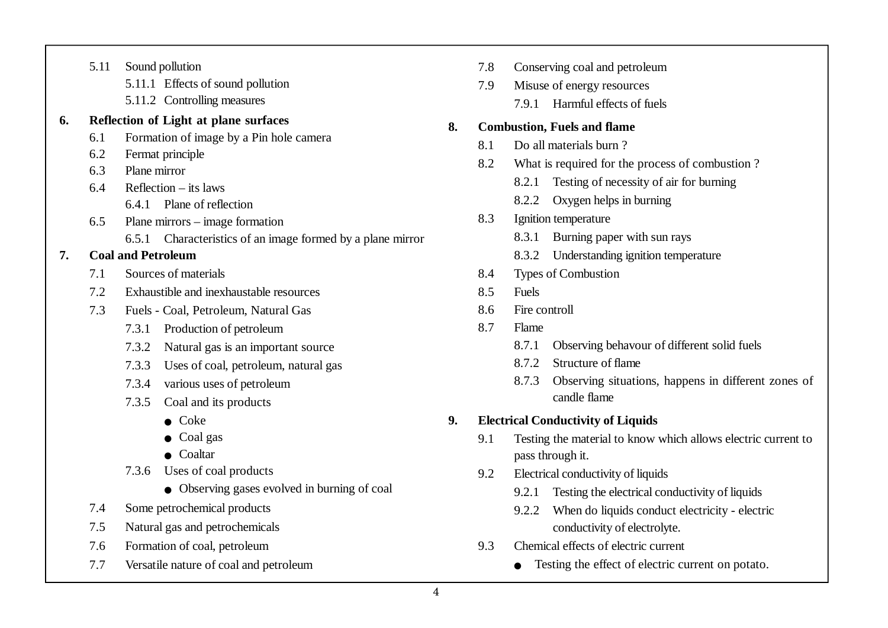- 5.11 Sound pollution
  - 5.11.1 Effects of sound pollution
  - 5.11.2 Controlling measures

**6. Reflection of Light at plane surfaces**

- 6.1 Formation of image by a Pin hole camera
- 6.2 Fermat principle
- 6.3 Plane mirror
- 6.4 Reflection – its laws
  - 6.4.1 Plane of reflection
- 6.5 Plane mirrors – image formation
  - 6.5.1 Characteristics of an image formed by a plane mirror

**7. Coal and Petroleum**

- 7.1 Sources of materials
- 7.2 Exhaustible and inexhaustable resources
- 7.3 Fuels - Coal, Petroleum, Natural Gas
  - 7.3.1 Production of petroleum
  - 7.3.2 Natural gas is an important source
  - 7.3.3 Uses of coal, petroleum, natural gas
  - 7.3.4 various uses of petroleum
  - 7.3.5 Coal and its products
    - Coke
    - Coal gas
    - Coaltar
  - 7.3.6 Uses of coal products
    - Observing gases evolved in burning of coal
- 7.4 Some petrochemical products
- 7.5 Natural gas and petrochemicals
- 7.6 Formation of coal, petroleum
- 7.7 Versatile nature of coal and petroleum
- 7.8 Conserving coal and petroleum
- 7.9 Misuse of energy resources
  - 7.9.1 Harmful effects of fuels

**8. Combustion, Fuels and flame**

- 8.1 Do all materials burn ?
- 8.2 What is required for the process of combustion ?
  - 8.2.1 Testing of necessity of air for burning
  - 8.2.2 Oxygen helps in burning
- 8.3 Ignition temperature
  - 8.3.1 Burning paper with sun rays
  - 8.3.2 Understanding ignition temperature
- 8.4 Types of Combustion
- 8.5 Fuels
- 8.6 Fire controll
- 8.7 Flame
  - 8.7.1 Observing behavour of different solid fuels
  - 8.7.2 Structure of flame
  - 8.7.3 Observing situations, happens in different zones of candle flame

**9. Electrical Conductivity of Liquids**

- 9.1 Testing the material to know which allows electric current to pass through it.
- 9.2 Electrical conductivity of liquids
  - 9.2.1 Testing the electrical conductivity of liquids
  - 9.2.2 When do liquids conduct electricity - electric conductivity of electrolyte.
- 9.3 Chemical effects of electric current
  - Testing the effect of electric current on potato.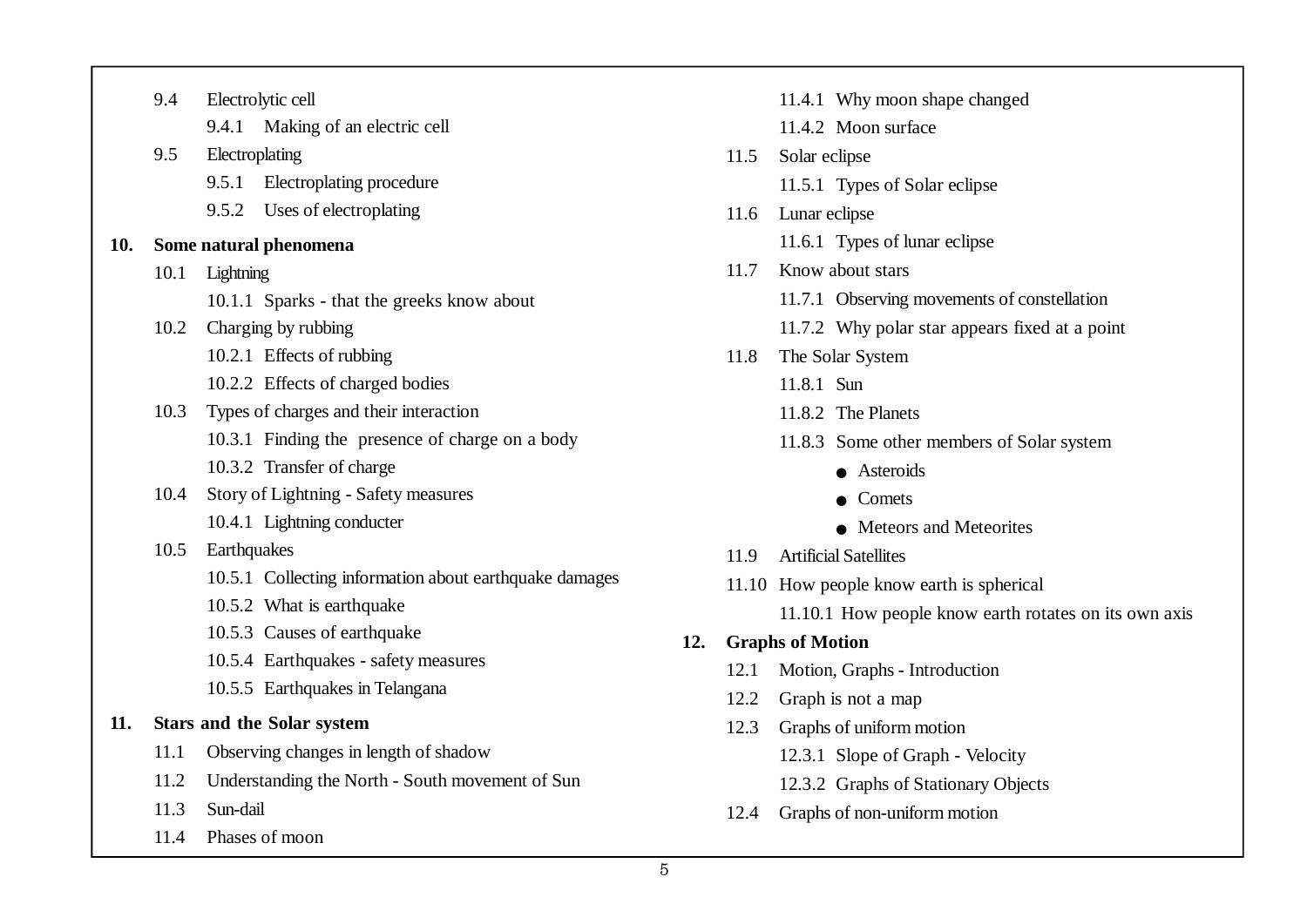- 9.4 Electrolytic cell
  - 9.4.1 Making of an electric cell
- 9.5 Electroplating
  - 9.5.1 Electroplating procedure
  - 9.5.2 Uses of electroplating

**10. Some natural phenomena**

- 10.1 Lightning
  - 10.1.1 Sparks - that the greeks know about
- 10.2 Charging by rubbing
  - 10.2.1 Effects of rubbing
  - 10.2.2 Effects of charged bodies
- 10.3 Types of charges and their interaction
  - 10.3.1 Finding the presence of charge on a body
  - 10.3.2 Transfer of charge
- 10.4 Story of Lightning - Safety measures
  - 10.4.1 Lightning conducter
- 10.5 Earthquakes
  - 10.5.1 Collecting information about earthquake damages
  - 10.5.2 What is earthquake
  - 10.5.3 Causes of earthquake
  - 10.5.4 Earthquakes - safety measures
  - 10.5.5 Earthquakes in Telangana

**11. Stars and the Solar system**

- 11.1 Observing changes in length of shadow
- 11.2 Understanding the North - South movement of Sun
- 11.3 Sun-dail
- 11.4 Phases of moon
  - 11.4.1 Why moon shape changed
  - 11.4.2 Moon surface
- 11.5 Solar eclipse
  - 11.5.1 Types of Solar eclipse
- 11.6 Lunar eclipse
  - 11.6.1 Types of lunar eclipse
- 11.7 Know about stars
  - 11.7.1 Observing movements of constellation
  - 11.7.2 Why polar star appears fixed at a point
- 11.8 The Solar System
  - 11.8.1 Sun
  - 11.8.2 The Planets
  - 11.8.3 Some other members of Solar system
    - Asteroids
    - Comets
    - Meteors and Meteorites
- 11.9 Artificial Satellites
- 11.10 How people know earth is spherical
  - 11.10.1 How people know earth rotates on its own axis

**12. Graphs of Motion**

- 12.1 Motion, Graphs - Introduction
- 12.2 Graph is not a map
- 12.3 Graphs of uniform motion
  - 12.3.1 Slope of Graph - Velocity
  - 12.3.2 Graphs of Stationary Objects
- 12.4 Graphs of non-uniform motion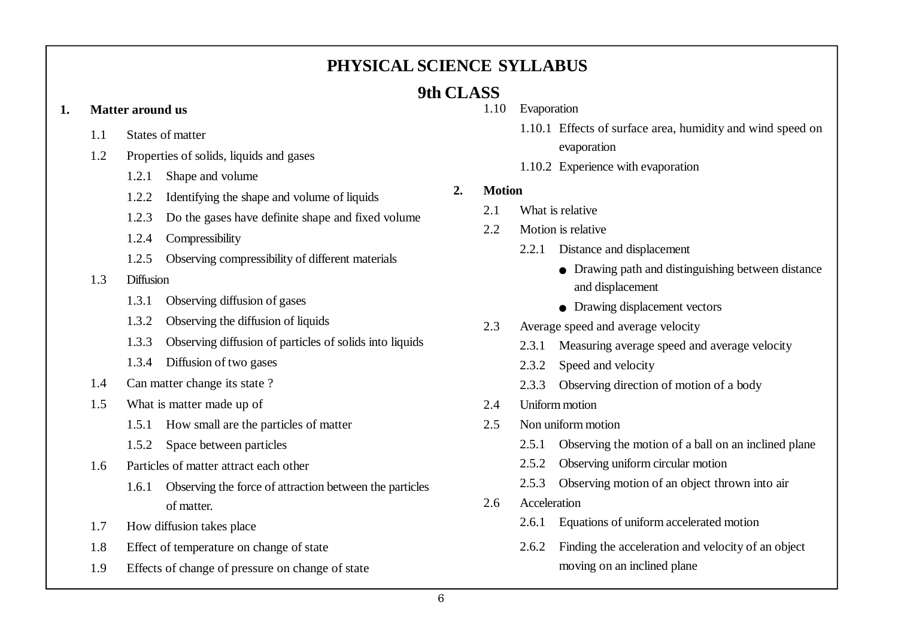# PHYSICAL SCIENCE SYLLABUS

## 9th CLASS

**1. Matter around us**

- 1.1 States of matter
- 1.2 Properties of solids, liquids and gases
  - 1.2.1 Shape and volume
  - 1.2.2 Identifying the shape and volume of liquids
  - 1.2.3 Do the gases have definite shape and fixed volume
  - 1.2.4 Compressibility
  - 1.2.5 Observing compressibility of different materials
- 1.3 Diffusion
  - 1.3.1 Observing diffusion of gases
  - 1.3.2 Observing the diffusion of liquids
  - 1.3.3 Observing diffusion of particles of solids into liquids
  - 1.3.4 Diffusion of two gases
- 1.4 Can matter change its state ?
- 1.5 What is matter made up of
  - 1.5.1 How small are the particles of matter
  - 1.5.2 Space between particles
- 1.6 Particles of matter attract each other
  - 1.6.1 Observing the force of attraction between the particles of matter.
- 1.7 How diffusion takes place
- 1.8 Effect of temperature on change of state
- 1.9 Effects of change of pressure on change of state
- 1.10 Evaporation
  - 1.10.1 Effects of surface area, humidity and wind speed on evaporation
  - 1.10.2 Experience with evaporation

**2. Motion**

- 2.1 What is relative
- 2.2 Motion is relative
  - 2.2.1 Distance and displacement
    - Drawing path and distinguishing between distance and displacement
    - Drawing displacement vectors
- 2.3 Average speed and average velocity
  - 2.3.1 Measuring average speed and average velocity
  - 2.3.2 Speed and velocity
  - 2.3.3 Observing direction of motion of a body
- 2.4 Uniform motion
- 2.5 Non uniform motion
  - 2.5.1 Observing the motion of a ball on an inclined plane
  - 2.5.2 Observing uniform circular motion
  - 2.5.3 Observing motion of an object thrown into air
- 2.6 Acceleration
  - 2.6.1 Equations of uniform accelerated motion
  - 2.6.2 Finding the acceleration and velocity of an object moving on an inclined plane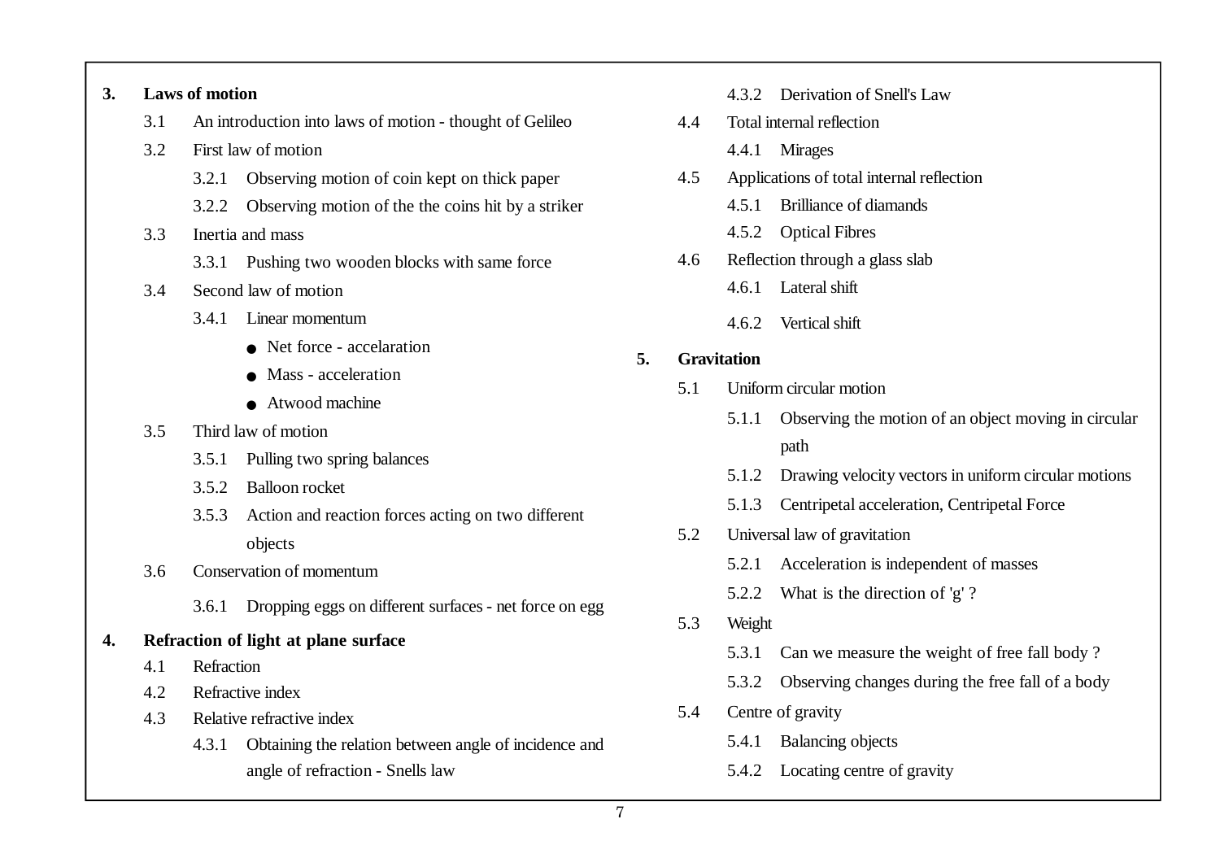**3. Laws of motion**

- 3.1 An introduction into laws of motion - thought of Gelileo
- 3.2 First law of motion
  - 3.2.1 Observing motion of coin kept on thick paper
  - 3.2.2 Observing motion of the the coins hit by a striker
- 3.3 Inertia and mass
  - 3.3.1 Pushing two wooden blocks with same force
- 3.4 Second law of motion
  - 3.4.1 Linear momentum
    - Net force - accelaration
    - Mass - acceleration
    - Atwood machine
- 3.5 Third law of motion
  - 3.5.1 Pulling two spring balances
  - 3.5.2 Balloon rocket
  - 3.5.3 Action and reaction forces acting on two different objects
- 3.6 Conservation of momentum
  - 3.6.1 Dropping eggs on different surfaces - net force on egg

**4. Refraction of light at plane surface**

- 4.1 Refraction
- 4.2 Refractive index
- 4.3 Relative refractive index
  - 4.3.1 Obtaining the relation between angle of incidence and angle of refraction - Snells law
  - 4.3.2 Derivation of Snell's Law
- 4.4 Total internal reflection
  - 4.4.1 Mirages
- 4.5 Applications of total internal reflection
  - 4.5.1 Brilliance of diamands
  - 4.5.2 Optical Fibres
- 4.6 Reflection through a glass slab
  - 4.6.1 Lateral shift
  - 4.6.2 Vertical shift

**5. Gravitation**

- 5.1 Uniform circular motion
  - 5.1.1 Observing the motion of an object moving in circular path
  - 5.1.2 Drawing velocity vectors in uniform circular motions
  - 5.1.3 Centripetal acceleration, Centripetal Force
- 5.2 Universal law of gravitation
  - 5.2.1 Acceleration is independent of masses
  - 5.2.2 What is the direction of 'g' ?
- 5.3 Weight
  - 5.3.1 Can we measure the weight of free fall body ?
  - 5.3.2 Observing changes during the free fall of a body
- 5.4 Centre of gravity
  - 5.4.1 Balancing objects
  - 5.4.2 Locating centre of gravity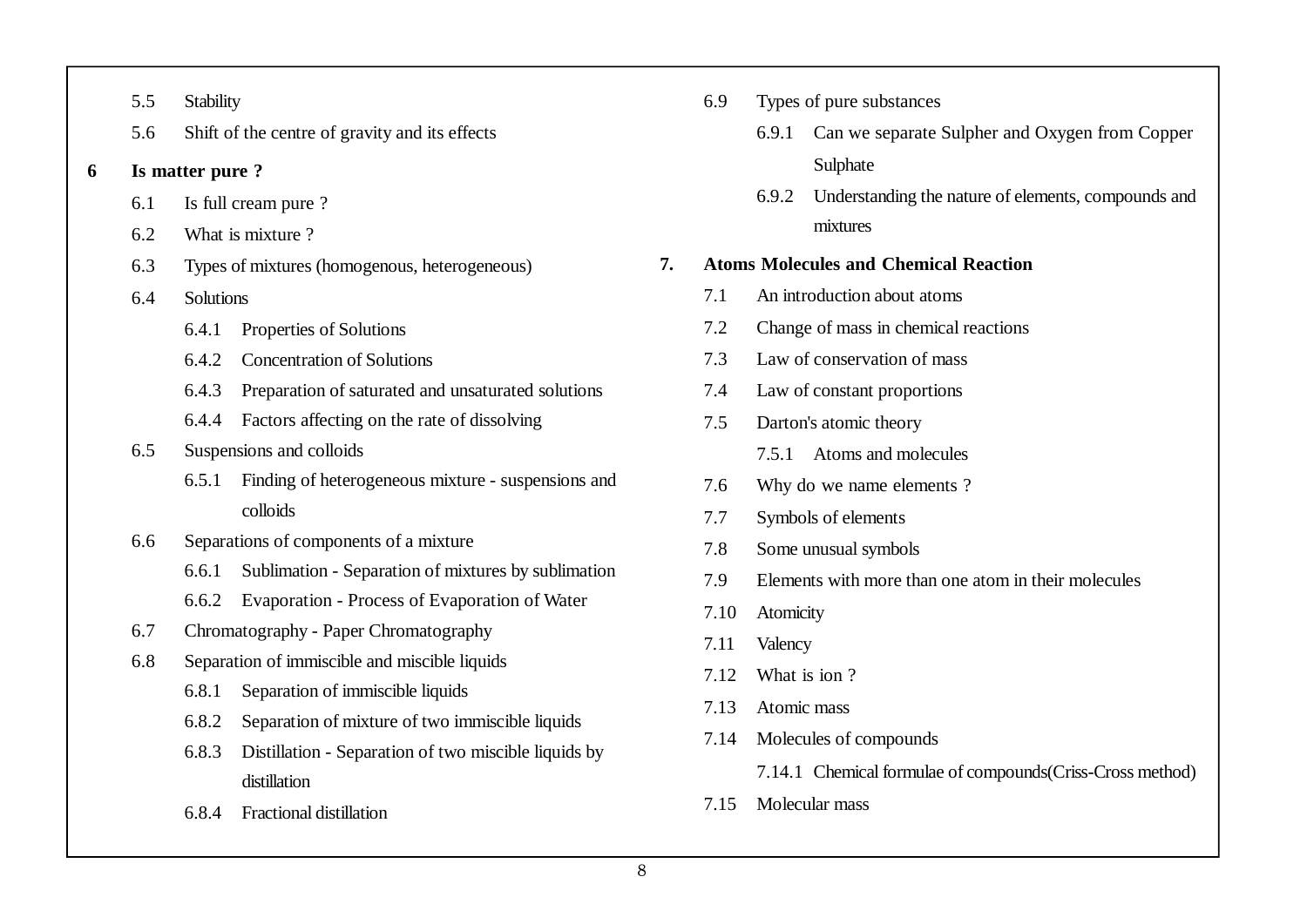- 5.5 Stability
- 5.6 Shift of the centre of gravity and its effects

**6 Is matter pure ?**

- 6.1 Is full cream pure ?
- 6.2 What is mixture ?
- 6.3 Types of mixtures (homogenous, heterogeneous)
- 6.4 Solutions
  - 6.4.1 Properties of Solutions
  - 6.4.2 Concentration of Solutions
  - 6.4.3 Preparation of saturated and unsaturated solutions
  - 6.4.4 Factors affecting on the rate of dissolving
- 6.5 Suspensions and colloids
  - 6.5.1 Finding of heterogeneous mixture - suspensions and colloids
- 6.6 Separations of components of a mixture
  - 6.6.1 Sublimation - Separation of mixtures by sublimation
  - 6.6.2 Evaporation - Process of Evaporation of Water
- 6.7 Chromatography - Paper Chromatography
- 6.8 Separation of immiscible and miscible liquids
  - 6.8.1 Separation of immiscible liquids
  - 6.8.2 Separation of mixture of two immiscible liquids
  - 6.8.3 Distillation - Separation of two miscible liquids by distillation
  - 6.8.4 Fractional distillation
- 6.9 Types of pure substances
  - 6.9.1 Can we separate Sulpher and Oxygen from Copper Sulphate
  - 6.9.2 Understanding the nature of elements, compounds and mixtures

**7. Atoms Molecules and Chemical Reaction**

- 7.1 An introduction about atoms
- 7.2 Change of mass in chemical reactions
- 7.3 Law of conservation of mass
- 7.4 Law of constant proportions
- 7.5 Darton's atomic theory
  - 7.5.1 Atoms and molecules
- 7.6 Why do we name elements ?
- 7.7 Symbols of elements
- 7.8 Some unusual symbols
- 7.9 Elements with more than one atom in their molecules
- 7.10 Atomicity
- 7.11 Valency
- 7.12 What is ion ?
- 7.13 Atomic mass
- 7.14 Molecules of compounds
  - 7.14.1 Chemical formulae of compounds(Criss-Cross method)
- 7.15 Molecular mass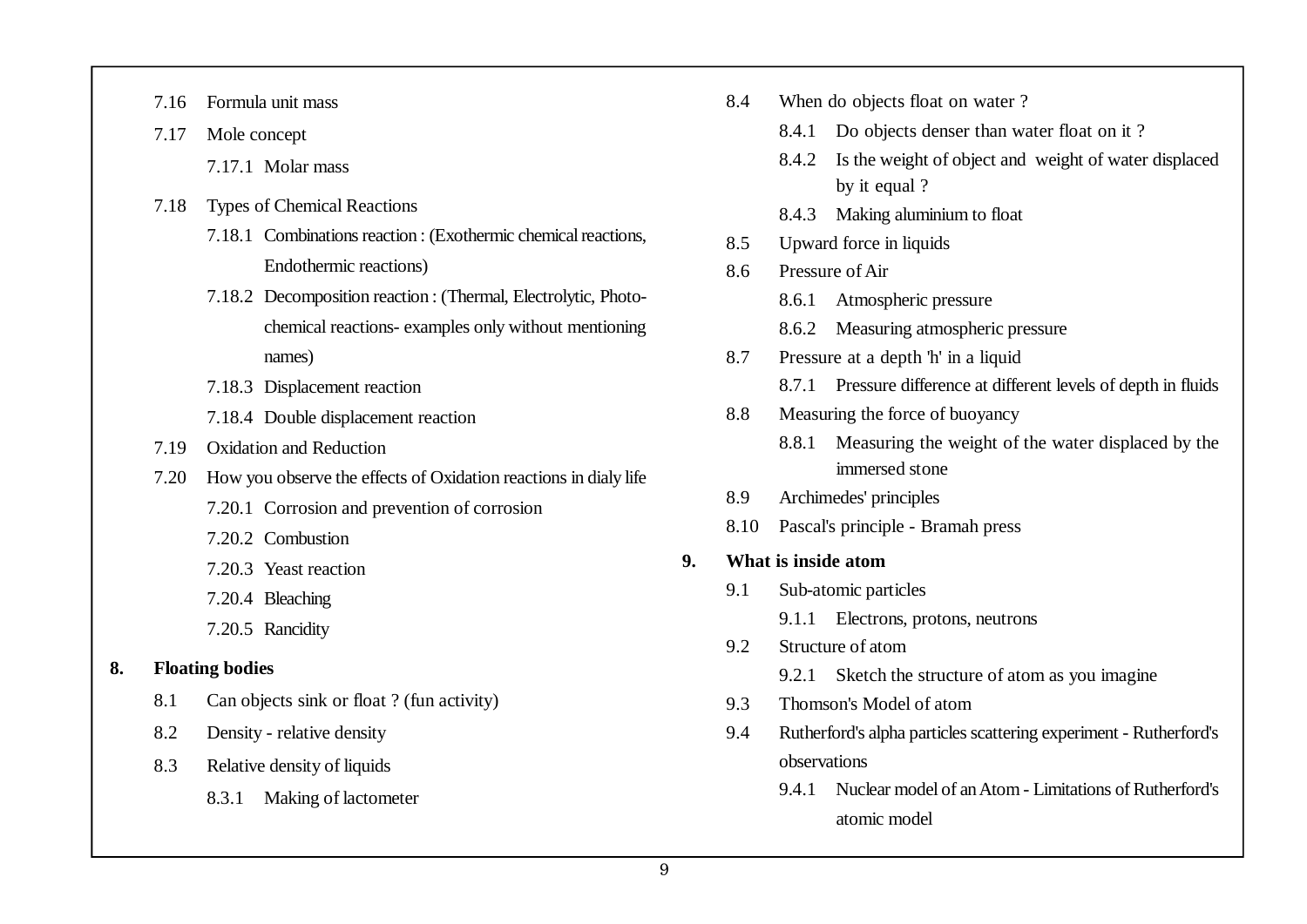- 7.16 Formula unit mass
- 7.17 Mole concept
  - 7.17.1 Molar mass
- 7.18 Types of Chemical Reactions
  - 7.18.1 Combinations reaction : (Exothermic chemical reactions, Endothermic reactions)
  - 7.18.2 Decomposition reaction : (Thermal, Electrolytic, Photo-chemical reactions- examples only without mentioning names)
  - 7.18.3 Displacement reaction
  - 7.18.4 Double displacement reaction
- 7.19 Oxidation and Reduction
- 7.20 How you observe the effects of Oxidation reactions in dialy life
  - 7.20.1 Corrosion and prevention of corrosion
  - 7.20.2 Combustion
  - 7.20.3 Yeast reaction
  - 7.20.4 Bleaching
  - 7.20.5 Rancidity

**8. Floating bodies**

- 8.1 Can objects sink or float ? (fun activity)
- 8.2 Density - relative density
- 8.3 Relative density of liquids
  - 8.3.1 Making of lactometer
- 8.4 When do objects float on water ?
  - 8.4.1 Do objects denser than water float on it ?
  - 8.4.2 Is the weight of object and weight of water displaced by it equal ?
  - 8.4.3 Making aluminium to float
- 8.5 Upward force in liquids
- 8.6 Pressure of Air
  - 8.6.1 Atmospheric pressure
  - 8.6.2 Measuring atmospheric pressure
- 8.7 Pressure at a depth 'h' in a liquid
  - 8.7.1 Pressure difference at different levels of depth in fluids
- 8.8 Measuring the force of buoyancy
  - 8.8.1 Measuring the weight of the water displaced by the immersed stone
- 8.9 Archimedes' principles
- 8.10 Pascal's principle - Bramah press

**9. What is inside atom**

- 9.1 Sub-atomic particles
  - 9.1.1 Electrons, protons, neutrons
- 9.2 Structure of atom
  - 9.2.1 Sketch the structure of atom as you imagine
- 9.3 Thomson's Model of atom
- 9.4 Rutherford's alpha particles scattering experiment - Rutherford's observations
  - 9.4.1 Nuclear model of an Atom - Limitations of Rutherford's atomic model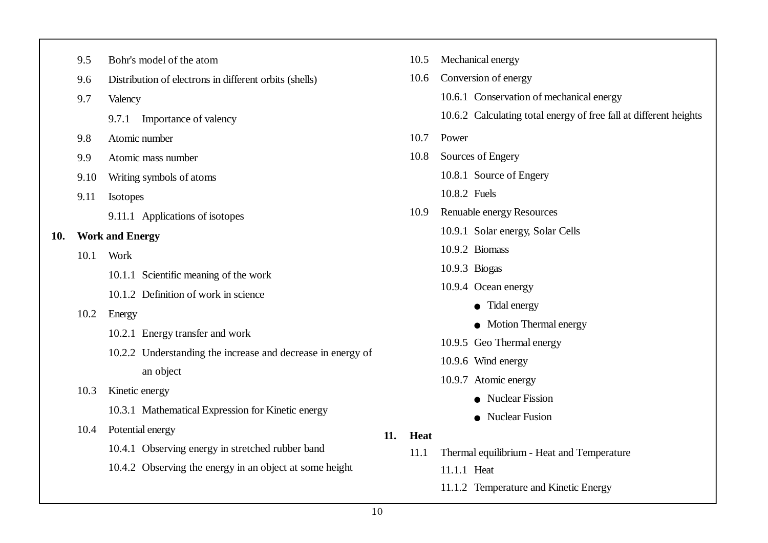- 9.5 Bohr's model of the atom
- 9.6 Distribution of electrons in different orbits (shells)
- 9.7 Valency
  - 9.7.1 Importance of valency
- 9.8 Atomic number
- 9.9 Atomic mass number
- 9.10 Writing symbols of atoms
- 9.11 Isotopes
  - 9.11.1 Applications of isotopes

**10. Work and Energy**

- 10.1 Work
  - 10.1.1 Scientific meaning of the work
  - 10.1.2 Definition of work in science
- 10.2 Energy
  - 10.2.1 Energy transfer and work
  - 10.2.2 Understanding the increase and decrease in energy of an object
- 10.3 Kinetic energy
  - 10.3.1 Mathematical Expression for Kinetic energy
- 10.4 Potential energy
  - 10.4.1 Observing energy in stretched rubber band
  - 10.4.2 Observing the energy in an object at some height
- 10.5 Mechanical energy
- 10.6 Conversion of energy
  - 10.6.1 Conservation of mechanical energy
  - 10.6.2 Calculating total energy of free fall at different heights
- 10.7 Power
- 10.8 Sources of Engery
  - 10.8.1 Source of Engery
  - 10.8.2 Fuels
- 10.9 Renuable energy Resources
  - 10.9.1 Solar energy, Solar Cells
  - 10.9.2 Biomass
  - 10.9.3 Biogas
  - 10.9.4 Ocean energy
    - Tidal energy
    - Motion Thermal energy
  - 10.9.5 Geo Thermal energy
  - 10.9.6 Wind energy
  - 10.9.7 Atomic energy
    - Nuclear Fission
    - Nuclear Fusion

**11. Heat**

- 11.1 Thermal equilibrium - Heat and Temperature
  - 11.1.1 Heat
  - 11.1.2 Temperature and Kinetic Energy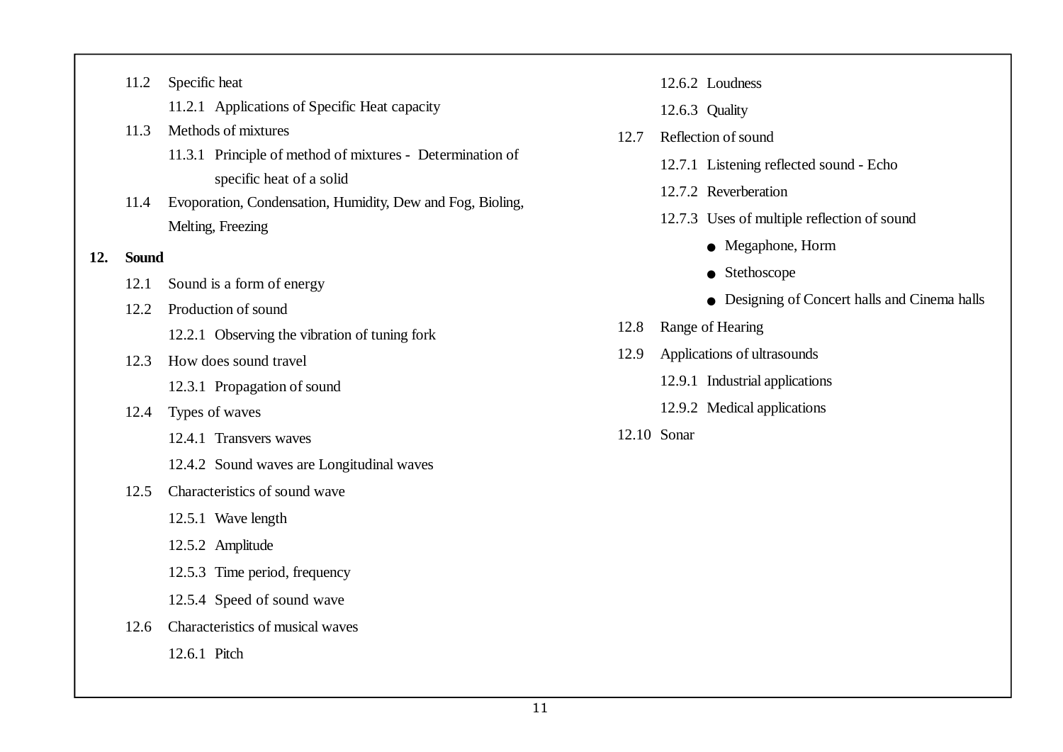- 11.2 Specific heat
  - 11.2.1 Applications of Specific Heat capacity
- 11.3 Methods of mixtures
  - 11.3.1 Principle of method of mixtures - Determination of specific heat of a solid
- 11.4 Evoporation, Condensation, Humidity, Dew and Fog, Bioling, Melting, Freezing

**12. Sound**

- 12.1 Sound is a form of energy
- 12.2 Production of sound
  - 12.2.1 Observing the vibration of tuning fork
- 12.3 How does sound travel
  - 12.3.1 Propagation of sound
- 12.4 Types of waves
  - 12.4.1 Transvers waves
  - 12.4.2 Sound waves are Longitudinal waves
- 12.5 Characteristics of sound wave
  - 12.5.1 Wave length
  - 12.5.2 Amplitude
  - 12.5.3 Time period, frequency
  - 12.5.4 Speed of sound wave
- 12.6 Characteristics of musical waves
  - 12.6.1 Pitch
  - 12.6.2 Loudness
  - 12.6.3 Quality
- 12.7 Reflection of sound
  - 12.7.1 Listening reflected sound - Echo
  - 12.7.2 Reverberation
  - 12.7.3 Uses of multiple reflection of sound
    - Megaphone, Horm
    - Stethoscope
    - Designing of Concert halls and Cinema halls
- 12.8 Range of Hearing
- 12.9 Applications of ultrasounds
  - 12.9.1 Industrial applications
  - 12.9.2 Medical applications
- 12.10 Sonar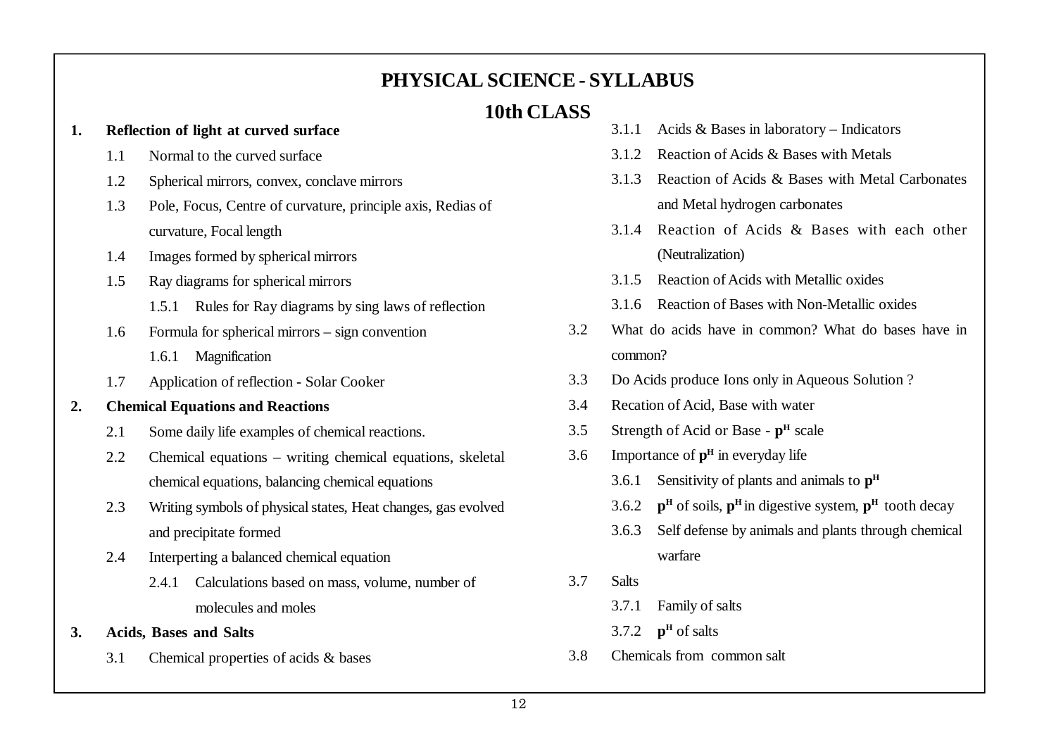# PHYSICAL SCIENCE - SYLLABUS

## 10th CLASS

**1. Reflection of light at curved surface**

- 1.1 Normal to the curved surface
- 1.2 Spherical mirrors, convex, conclave mirrors
- 1.3 Pole, Focus, Centre of curvature, principle axis, Redias of curvature, Focal length
- 1.4 Images formed by spherical mirrors
- 1.5 Ray diagrams for spherical mirrors
  - 1.5.1 Rules for Ray diagrams by sing laws of reflection
- 1.6 Formula for spherical mirrors – sign convention
  - 1.6.1 Magnification
- 1.7 Application of reflection - Solar Cooker

**2. Chemical Equations and Reactions**

- 2.1 Some daily life examples of chemical reactions.
- 2.2 Chemical equations – writing chemical equations, skeletal chemical equations, balancing chemical equations
- 2.3 Writing symbols of physical states, Heat changes, gas evolved and precipitate formed
- 2.4 Interperting a balanced chemical equation
  - 2.4.1 Calculations based on mass, volume, number of molecules and moles

**3. Acids, Bases and Salts**

- 3.1 Chemical properties of acids & bases
  - 3.1.1 Acids & Bases in laboratory – Indicators
  - 3.1.2 Reaction of Acids & Bases with Metals
  - 3.1.3 Reaction of Acids & Bases with Metal Carbonates and Metal hydrogen carbonates
  - 3.1.4 Reaction of Acids & Bases with each other (Neutralization)
  - 3.1.5 Reaction of Acids with Metallic oxides
  - 3.1.6 Reaction of Bases with Non-Metallic oxides
- 3.2 What do acids have in common? What do bases have in common?
- 3.3 Do Acids produce Ions only in Aqueous Solution ?
- 3.4 Recation of Acid, Base with water
- 3.5 Strength of Acid or Base - $\mathbf{p^H}$ scale
- 3.6 Importance of $\mathbf{p^H}$ in everyday life
  - 3.6.1 Sensitivity of plants and animals to $\mathbf{p^H}$
  - 3.6.2 $\mathbf{p^H}$ of soils, $\mathbf{p^H}$ in digestive system, $\mathbf{p^H}$ tooth decay
  - 3.6.3 Self defense by animals and plants through chemical warfare
- 3.7 Salts
  - 3.7.1 Family of salts
  - 3.7.2 $\mathbf{p^H}$ of salts
- 3.8 Chemicals from common salt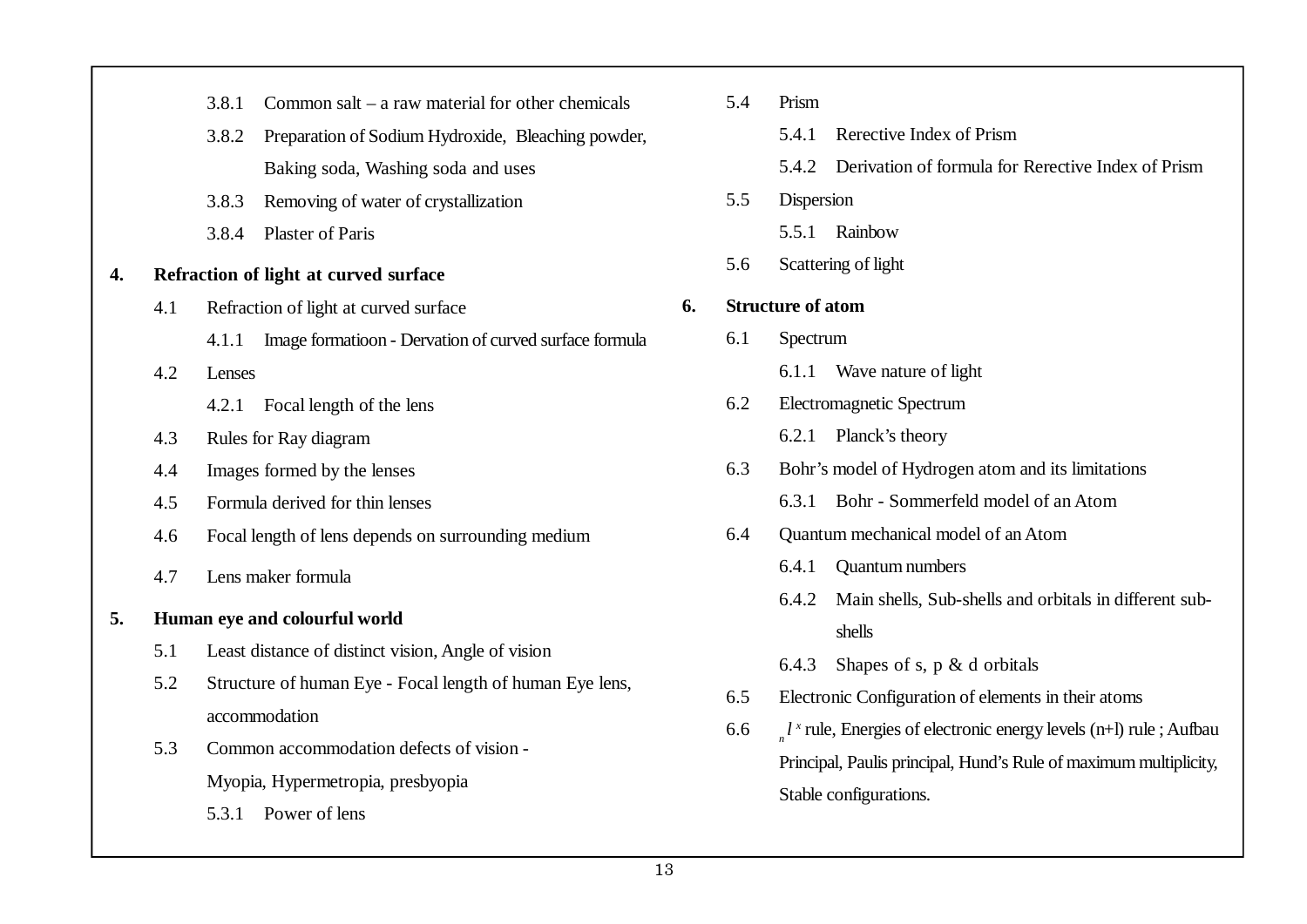- 3.8.1 Common salt – a raw material for other chemicals
- 3.8.2 Preparation of Sodium Hydroxide, Bleaching powder, Baking soda, Washing soda and uses
- 3.8.3 Removing of water of crystallization
- 3.8.4 Plaster of Paris

**4. Refraction of light at curved surface**

- 4.1 Refraction of light at curved surface
  - 4.1.1 Image formatioon - Dervation of curved surface formula
- 4.2 Lenses
  - 4.2.1 Focal length of the lens
- 4.3 Rules for Ray diagram
- 4.4 Images formed by the lenses
- 4.5 Formula derived for thin lenses
- 4.6 Focal length of lens depends on surrounding medium
- 4.7 Lens maker formula

**5. Human eye and colourful world**

- 5.1 Least distance of distinct vision, Angle of vision
- 5.2 Structure of human Eye - Focal length of human Eye lens, accommodation
- 5.3 Common accommodation defects of vision - Myopia, Hypermetropia, presbyopia
  - 5.3.1 Power of lens
- 5.4 Prism
  - 5.4.1 Rerective Index of Prism
  - 5.4.2 Derivation of formula for Rerective Index of Prism
- 5.5 Dispersion
  - 5.5.1 Rainbow
- 5.6 Scattering of light

**6. Structure of atom**

- 6.1 Spectrum
  - 6.1.1 Wave nature of light
- 6.2 Electromagnetic Spectrum
  - 6.2.1 Planck's theory
- 6.3 Bohr's model of Hydrogen atom and its limitations
  - 6.3.1 Bohr - Sommerfeld model of an Atom
- 6.4 Quantum mechanical model of an Atom
  - 6.4.1 Quantum numbers
  - 6.4.2 Main shells, Sub-shells and orbitals in different sub-shells
  - 6.4.3 Shapes of s, p & d orbitals
- 6.5 Electronic Configuration of elements in their atoms
- 6.6 ${}_{n}l^{x}$ rule, Energies of electronic energy levels (n+l) rule ; Aufbau Principal, Paulis principal, Hund's Rule of maximum multiplicity, Stable configurations.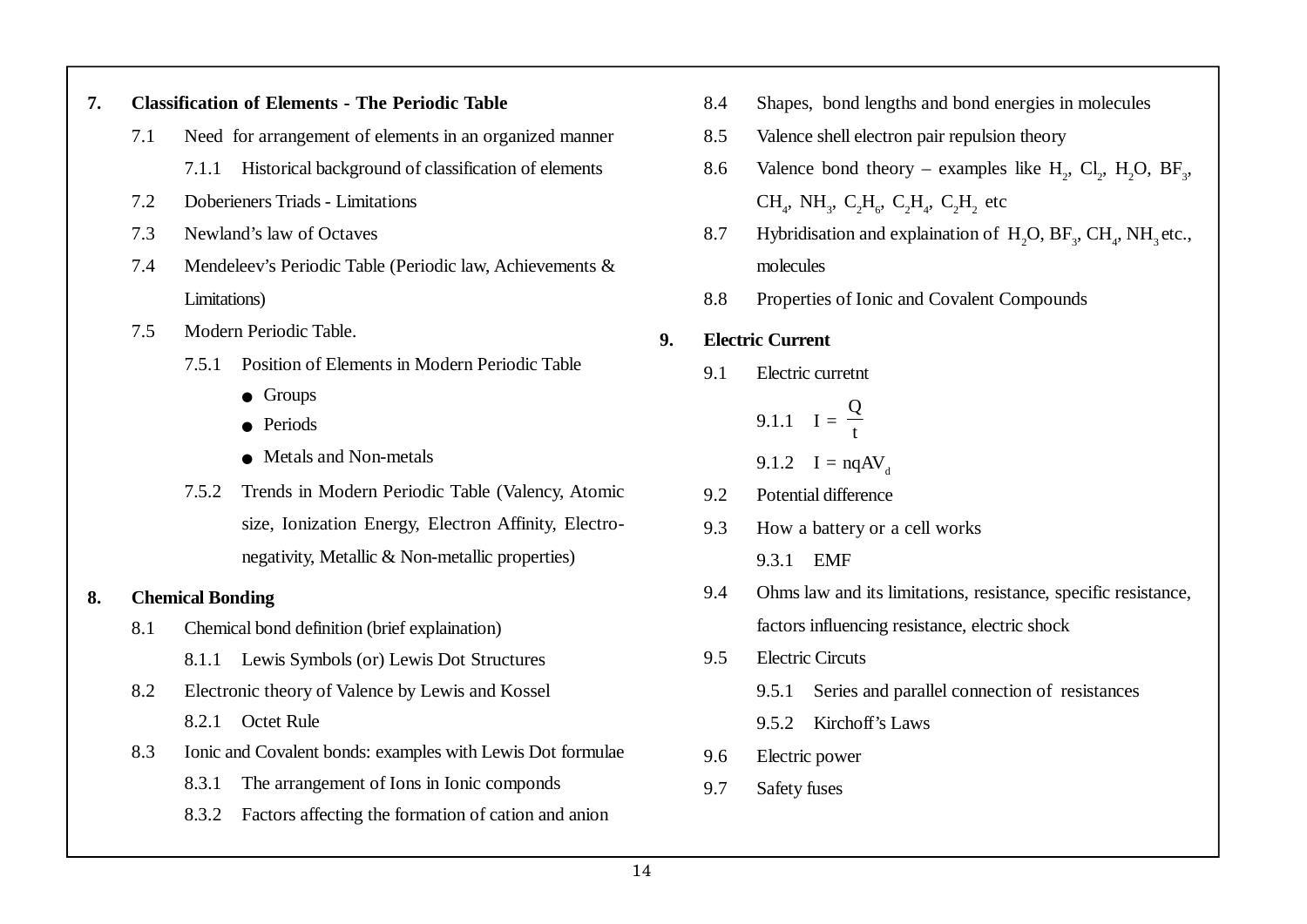**7. Classification of Elements - The Periodic Table**

- 7.1 Need for arrangement of elements in an organized manner
  - 7.1.1 Historical background of classification of elements
- 7.2 Doberieners Triads - Limitations
- 7.3 Newland’s law of Octaves
- 7.4 Mendeleev’s Periodic Table (Periodic law, Achievements & Limitations)
- 7.5 Modern Periodic Table.
  - 7.5.1 Position of Elements in Modern Periodic Table
    - Groups
    - Periods
    - Metals and Non-metals
  - 7.5.2 Trends in Modern Periodic Table (Valency, Atomic size, Ionization Energy, Electron Affinity, Electro-negativity, Metallic & Non-metallic properties)

**8. Chemical Bonding**

- 8.1 Chemical bond definition (brief explaination)
  - 8.1.1 Lewis Symbols (or) Lewis Dot Structures
- 8.2 Electronic theory of Valence by Lewis and Kossel
  - 8.2.1 Octet Rule
- 8.3 Ionic and Covalent bonds: examples with Lewis Dot formulae
  - 8.3.1 The arrangement of Ions in Ionic componds
  - 8.3.2 Factors affecting the formation of cation and anion
- 8.4 Shapes, bond lengths and bond energies in molecules
- 8.5 Valence shell electron pair repulsion theory
- 8.6 Valence bond theory – examples like $H_2$, $Cl_2$, $H_2O$, $BF_3$, $CH_4$, $NH_3$, $C_2H_6$, $C_2H_4$, $C_2H_2$ etc
- 8.7 Hybridisation and explaination of $H_2O$, $BF_3$, $CH_4$, $NH_3$ etc., molecules
- 8.8 Properties of Ionic and Covalent Compounds

**9. Electric Current**

- 9.1 Electric curretnt
  - 9.1.1 $I = \frac{Q}{t}$
  - 9.1.2 $I = nqAV_d$
- 9.2 Potential difference
- 9.3 How a battery or a cell works
  - 9.3.1 EMF
- 9.4 Ohms law and its limitations, resistance, specific resistance, factors influencing resistance, electric shock
- 9.5 Electric Circuts
  - 9.5.1 Series and parallel connection of resistances
  - 9.5.2 Kirchoff’s Laws
- 9.6 Electric power
- 9.7 Safety fuses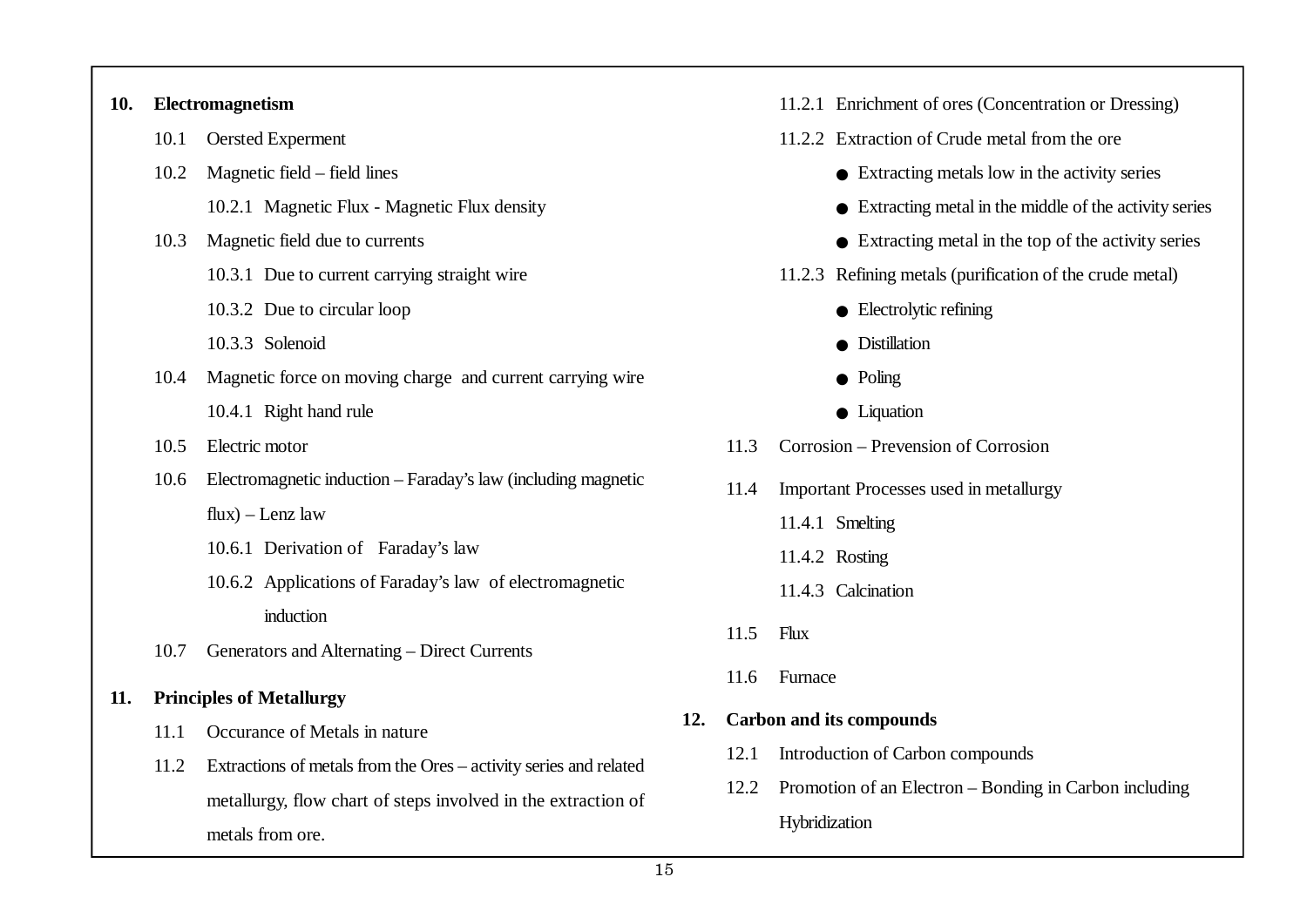**10. Electromagnetism**

- 10.1 Oersted Experment
- 10.2 Magnetic field – field lines
  - 10.2.1 Magnetic Flux - Magnetic Flux density
- 10.3 Magnetic field due to currents
  - 10.3.1 Due to current carrying straight wire
  - 10.3.2 Due to circular loop
  - 10.3.3 Solenoid
- 10.4 Magnetic force on moving charge and current carrying wire
  - 10.4.1 Right hand rule
- 10.5 Electric motor
- 10.6 Electromagnetic induction – Faraday's law (including magnetic flux) – Lenz law
  - 10.6.1 Derivation of Faraday's law
  - 10.6.2 Applications of Faraday's law of electromagnetic induction
- 10.7 Generators and Alternating – Direct Currents

**11. Principles of Metallurgy**

- 11.1 Occurance of Metals in nature
- 11.2 Extractions of metals from the Ores – activity series and related metallurgy, flow chart of steps involved in the extraction of metals from ore.
  - 11.2.1 Enrichment of ores (Concentration or Dressing)
  - 11.2.2 Extraction of Crude metal from the ore
    - Extracting metals low in the activity series
    - Extracting metal in the middle of the activity series
    - Extracting metal in the top of the activity series
  - 11.2.3 Refining metals (purification of the crude metal)
    - Electrolytic refining
    - Distillation
    - Poling
    - Liquation
- 11.3 Corrosion – Prevension of Corrosion
- 11.4 Important Processes used in metallurgy
  - 11.4.1 Smelting
  - 11.4.2 Rosting
  - 11.4.3 Calcination
- 11.5 Flux
- 11.6 Furnace

**12. Carbon and its compounds**

- 12.1 Introduction of Carbon compounds
- 12.2 Promotion of an Electron – Bonding in Carbon including Hybridization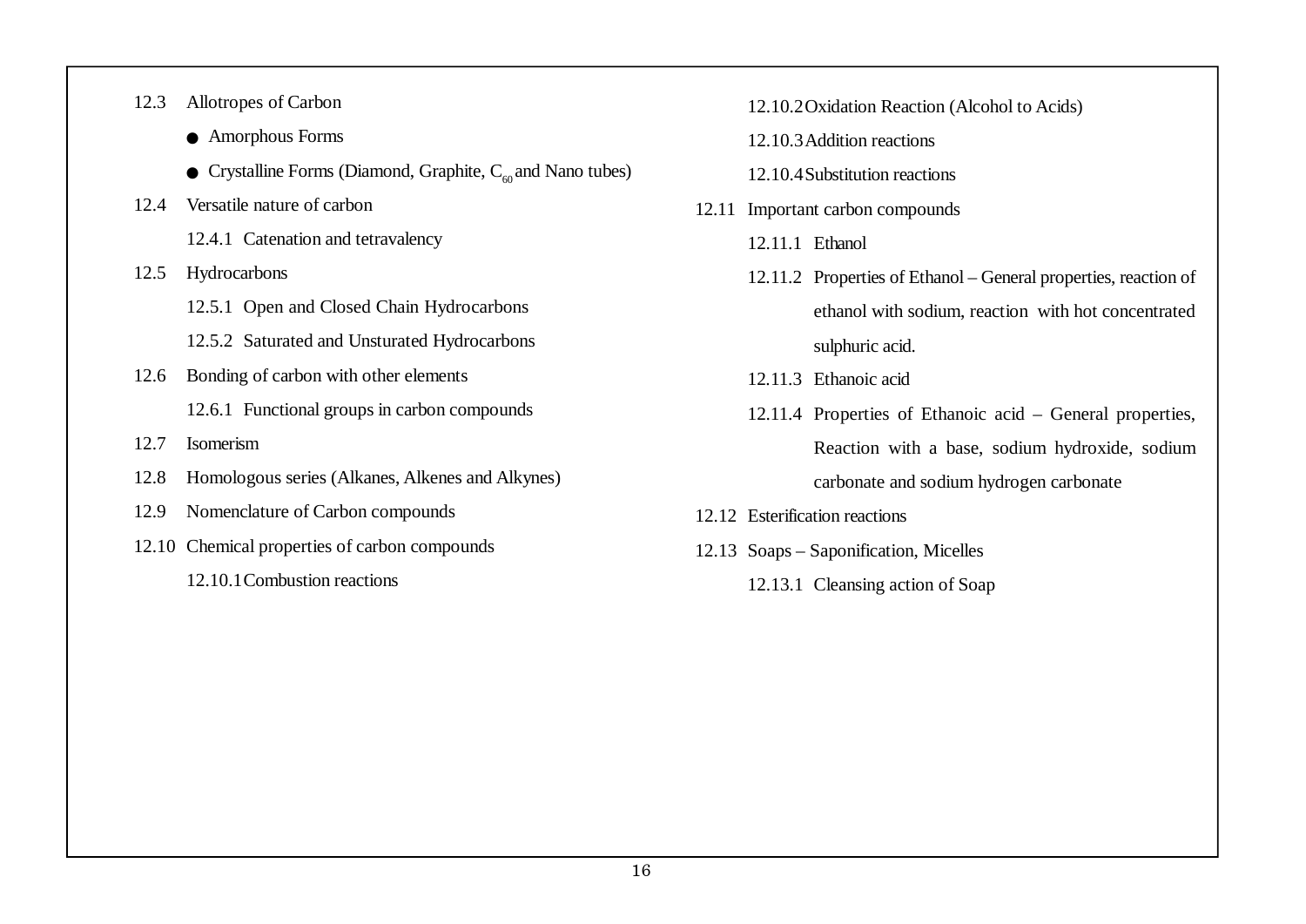12.3 Allotropes of Carbon

- Amorphous Forms
- Crystalline Forms (Diamond, Graphite, $C_{60}$ and Nano tubes)

12.4 Versatile nature of carbon

12.4.1 Catenation and tetravalency

12.5 Hydrocarbons

12.5.1 Open and Closed Chain Hydrocarbons

12.5.2 Saturated and Unsturated Hydrocarbons

12.6 Bonding of carbon with other elements

12.6.1 Functional groups in carbon compounds

12.7 Isomerism

12.8 Homologous series (Alkanes, Alkenes and Alkynes)

12.9 Nomenclature of Carbon compounds

12.10 Chemical properties of carbon compounds

12.10.1 Combustion reactions

12.10.2 Oxidation Reaction (Alcohol to Acids)

12.10.3 Addition reactions

12.10.4 Substitution reactions

12.11 Important carbon compounds

12.11.1 Ethanol

12.11.2 Properties of Ethanol – General properties, reaction of ethanol with sodium, reaction with hot concentrated sulphuric acid.

12.11.3 Ethanoic acid

12.11.4 Properties of Ethanoic acid – General properties, Reaction with a base, sodium hydroxide, sodium carbonate and sodium hydrogen carbonate

12.12 Esterification reactions

12.13 Soaps – Saponification, Micelles

12.13.1 Cleansing action of Soap